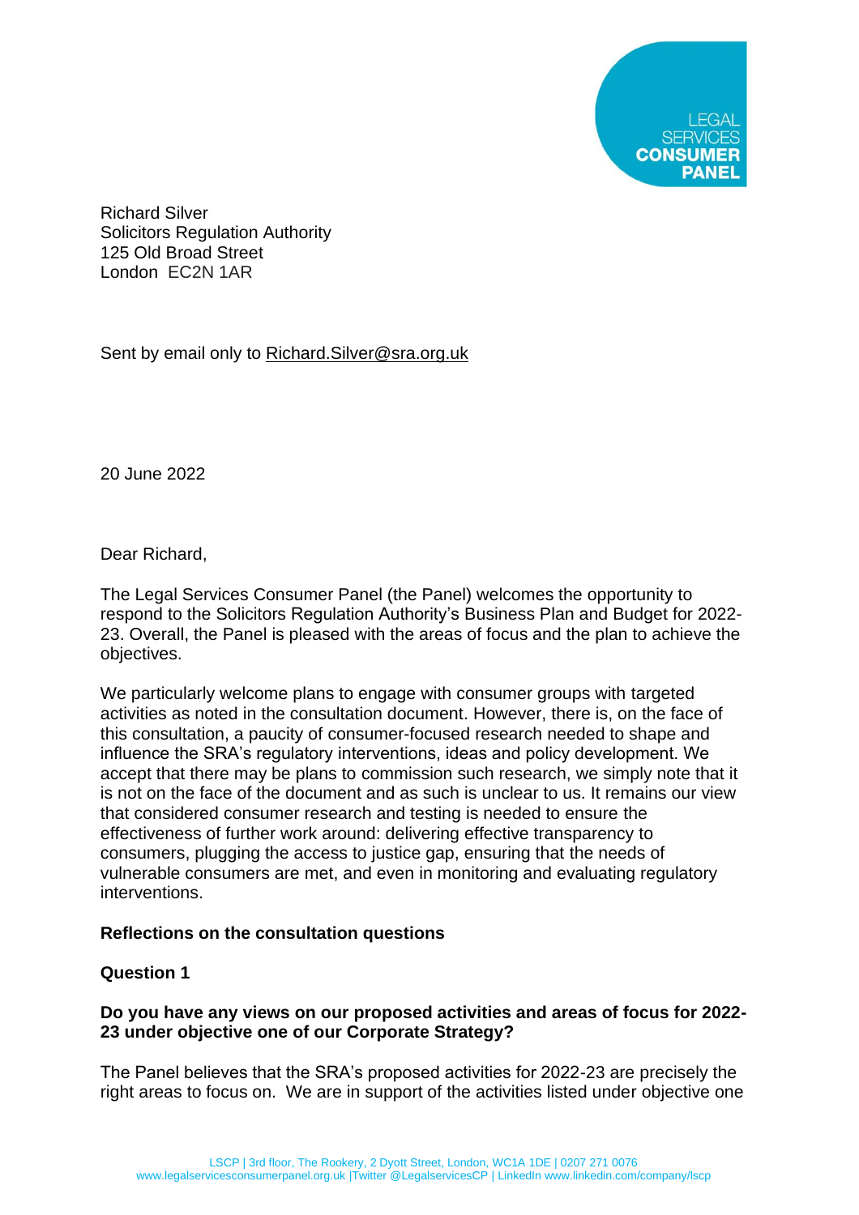LEGAL SERVICES **CONSUMER PANEL**

Richard Silver
Solicitors Regulation Authority
125 Old Broad Street
London EC2N 1AR

Sent by email only to Richard.Silver@sra.org.uk

20 June 2022

Dear Richard,

The Legal Services Consumer Panel (the Panel) welcomes the opportunity to respond to the Solicitors Regulation Authority's Business Plan and Budget for 2022-23. Overall, the Panel is pleased with the areas of focus and the plan to achieve the objectives.

We particularly welcome plans to engage with consumer groups with targeted activities as noted in the consultation document. However, there is, on the face of this consultation, a paucity of consumer-focused research needed to shape and influence the SRA's regulatory interventions, ideas and policy development. We accept that there may be plans to commission such research, we simply note that it is not on the face of the document and as such is unclear to us. It remains our view that considered consumer research and testing is needed to ensure the effectiveness of further work around: delivering effective transparency to consumers, plugging the access to justice gap, ensuring that the needs of vulnerable consumers are met, and even in monitoring and evaluating regulatory interventions.

**Reflections on the consultation questions**

**Question 1**

**Do you have any views on our proposed activities and areas of focus for 2022-23 under objective one of our Corporate Strategy?**

The Panel believes that the SRA's proposed activities for 2022-23 are precisely the right areas to focus on. We are in support of the activities listed under objective one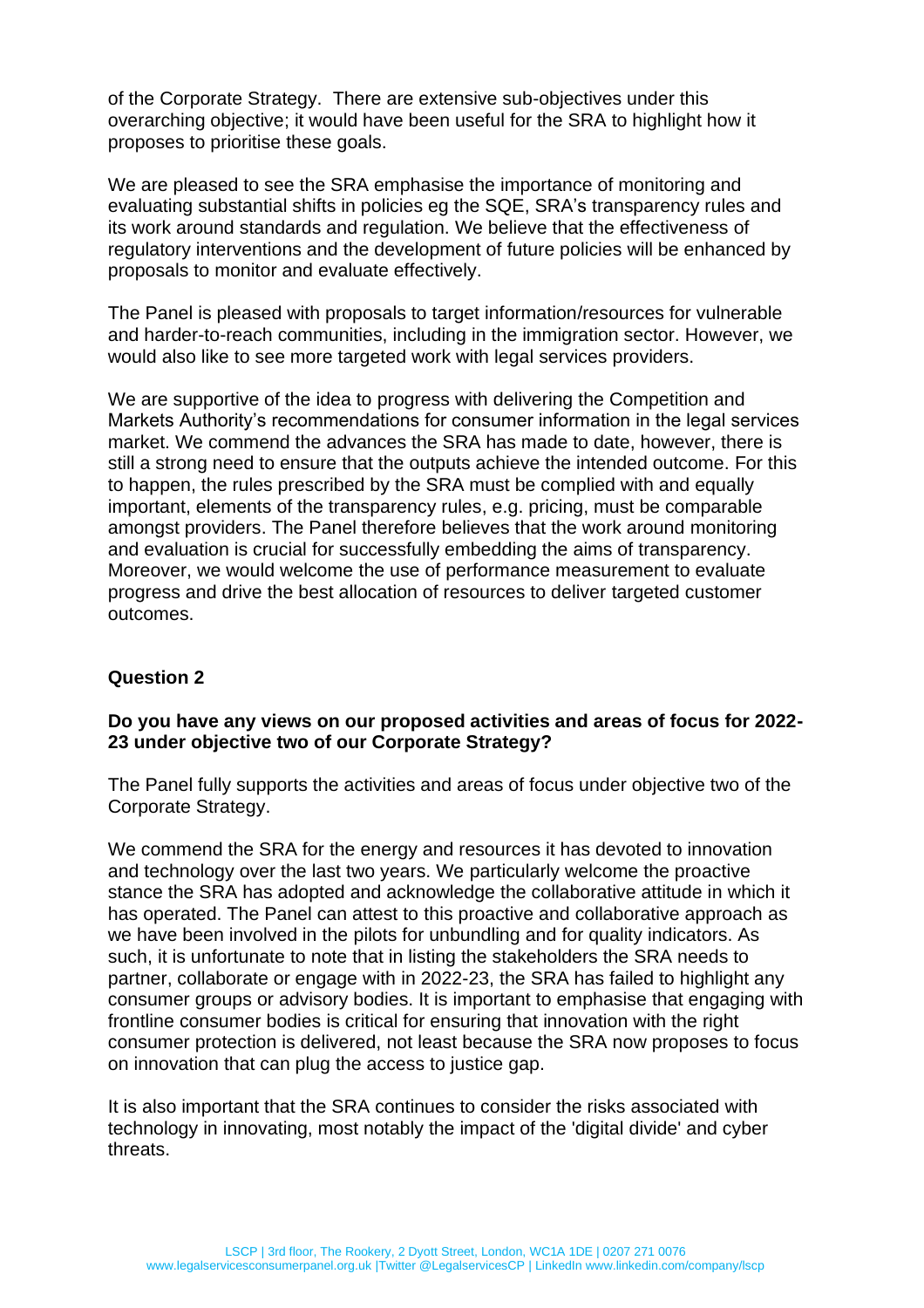of the Corporate Strategy. There are extensive sub-objectives under this overarching objective; it would have been useful for the SRA to highlight how it proposes to prioritise these goals.

We are pleased to see the SRA emphasise the importance of monitoring and evaluating substantial shifts in policies eg the SQE, SRA's transparency rules and its work around standards and regulation. We believe that the effectiveness of regulatory interventions and the development of future policies will be enhanced by proposals to monitor and evaluate effectively.

The Panel is pleased with proposals to target information/resources for vulnerable and harder-to-reach communities, including in the immigration sector. However, we would also like to see more targeted work with legal services providers.

We are supportive of the idea to progress with delivering the Competition and Markets Authority's recommendations for consumer information in the legal services market. We commend the advances the SRA has made to date, however, there is still a strong need to ensure that the outputs achieve the intended outcome. For this to happen, the rules prescribed by the SRA must be complied with and equally important, elements of the transparency rules, e.g. pricing, must be comparable amongst providers. The Panel therefore believes that the work around monitoring and evaluation is crucial for successfully embedding the aims of transparency. Moreover, we would welcome the use of performance measurement to evaluate progress and drive the best allocation of resources to deliver targeted customer outcomes.

**Question 2**

**Do you have any views on our proposed activities and areas of focus for 2022-23 under objective two of our Corporate Strategy?**

The Panel fully supports the activities and areas of focus under objective two of the Corporate Strategy.

We commend the SRA for the energy and resources it has devoted to innovation and technology over the last two years. We particularly welcome the proactive stance the SRA has adopted and acknowledge the collaborative attitude in which it has operated. The Panel can attest to this proactive and collaborative approach as we have been involved in the pilots for unbundling and for quality indicators. As such, it is unfortunate to note that in listing the stakeholders the SRA needs to partner, collaborate or engage with in 2022-23, the SRA has failed to highlight any consumer groups or advisory bodies. It is important to emphasise that engaging with frontline consumer bodies is critical for ensuring that innovation with the right consumer protection is delivered, not least because the SRA now proposes to focus on innovation that can plug the access to justice gap.

It is also important that the SRA continues to consider the risks associated with technology in innovating, most notably the impact of the 'digital divide' and cyber threats.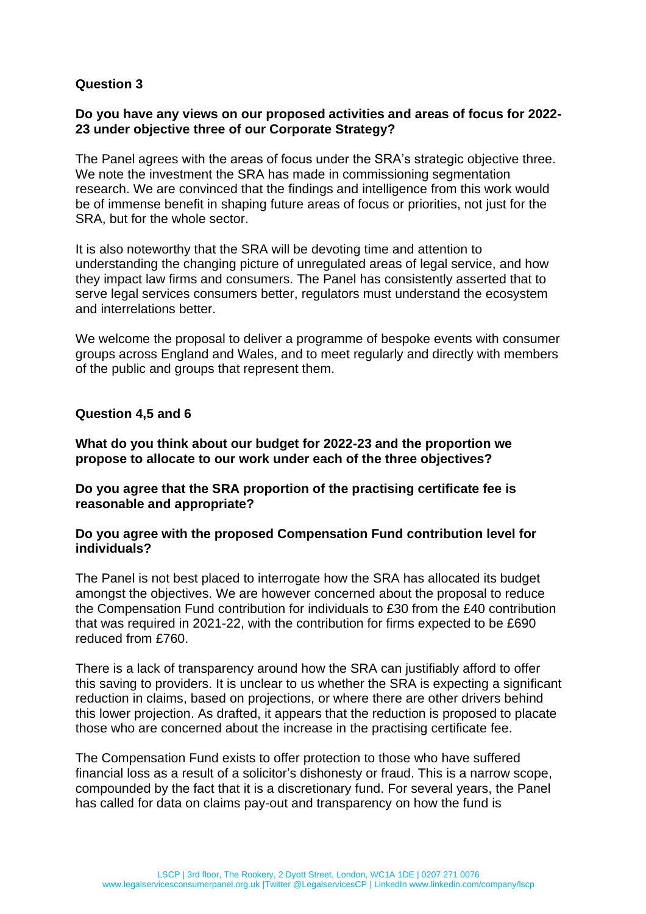**Question 3**

**Do you have any views on our proposed activities and areas of focus for 2022-23 under objective three of our Corporate Strategy?**

The Panel agrees with the areas of focus under the SRA's strategic objective three. We note the investment the SRA has made in commissioning segmentation research. We are convinced that the findings and intelligence from this work would be of immense benefit in shaping future areas of focus or priorities, not just for the SRA, but for the whole sector.

It is also noteworthy that the SRA will be devoting time and attention to understanding the changing picture of unregulated areas of legal service, and how they impact law firms and consumers. The Panel has consistently asserted that to serve legal services consumers better, regulators must understand the ecosystem and interrelations better.

We welcome the proposal to deliver a programme of bespoke events with consumer groups across England and Wales, and to meet regularly and directly with members of the public and groups that represent them.

**Question 4,5 and 6**

**What do you think about our budget for 2022-23 and the proportion we propose to allocate to our work under each of the three objectives?**

**Do you agree that the SRA proportion of the practising certificate fee is reasonable and appropriate?**

**Do you agree with the proposed Compensation Fund contribution level for individuals?**

The Panel is not best placed to interrogate how the SRA has allocated its budget amongst the objectives. We are however concerned about the proposal to reduce the Compensation Fund contribution for individuals to £30 from the £40 contribution that was required in 2021-22, with the contribution for firms expected to be £690 reduced from £760.

There is a lack of transparency around how the SRA can justifiably afford to offer this saving to providers. It is unclear to us whether the SRA is expecting a significant reduction in claims, based on projections, or where there are other drivers behind this lower projection. As drafted, it appears that the reduction is proposed to placate those who are concerned about the increase in the practising certificate fee.

The Compensation Fund exists to offer protection to those who have suffered financial loss as a result of a solicitor's dishonesty or fraud. This is a narrow scope, compounded by the fact that it is a discretionary fund. For several years, the Panel has called for data on claims pay-out and transparency on how the fund is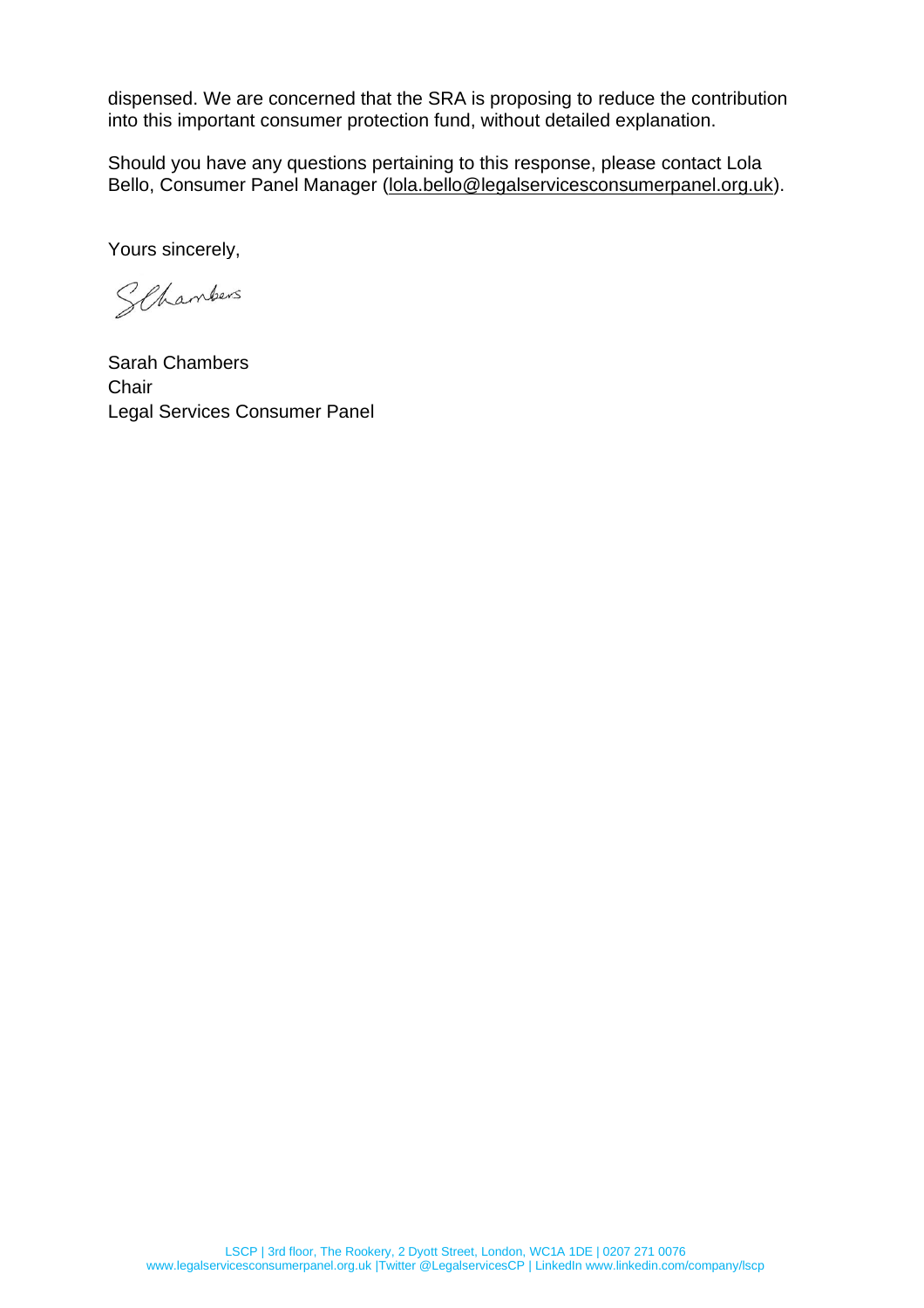dispensed. We are concerned that the SRA is proposing to reduce the contribution into this important consumer protection fund, without detailed explanation.

Should you have any questions pertaining to this response, please contact Lola Bello, Consumer Panel Manager (lola.bello@legalservicesconsumerpanel.org.uk).

Yours sincerely,

SChambers

Sarah Chambers
Chair
Legal Services Consumer Panel